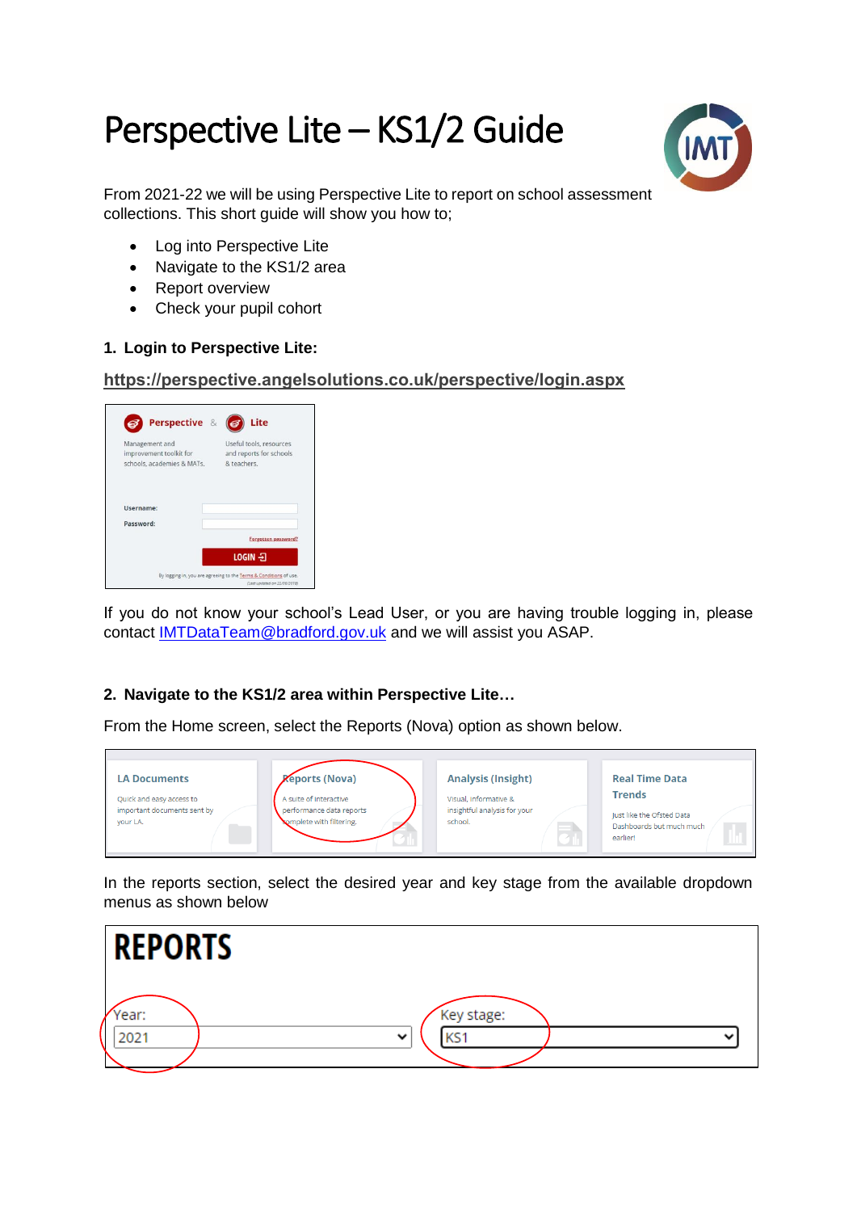# Perspective Lite – KS1/2 Guide

From 2021-22 we will be using Perspective Lite to report on school assessment collections. This short guide will show you how to;

- Log into Perspective Lite
- Navigate to the KS1/2 area
- Report overview
- Check your pupil cohort

### 1. Login to Perspective Lite:

**https://perspective.angelsolutions.co.uk/perspective/login.aspx**

If you do not know your school's Lead User, or you are having trouble logging in, please contact IMTDataTeam@bradford.gov.uk and we will assist you ASAP.

### 2. Navigate to the KS1/2 area within Perspective Lite…

From the Home screen, select the Reports (Nova) option as shown below.

In the reports section, select the desired year and key stage from the available dropdown menus as shown below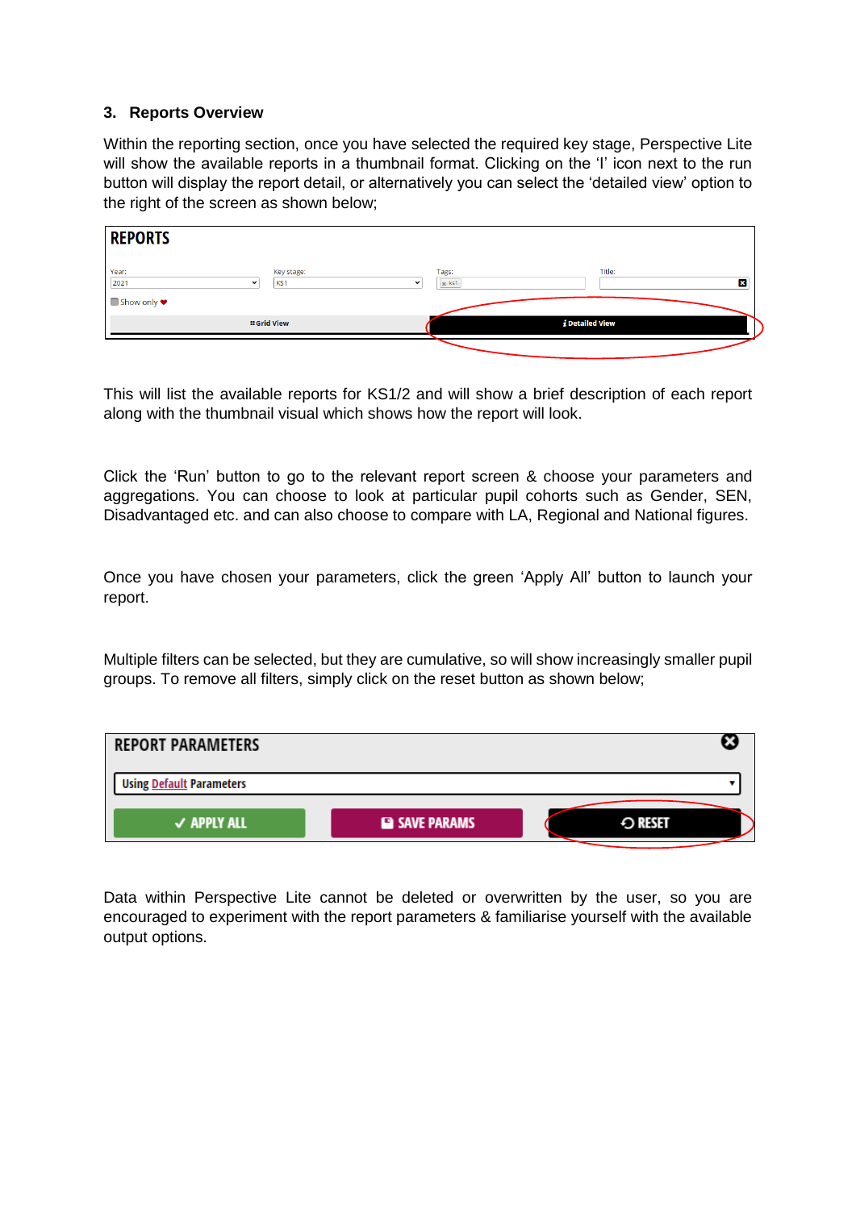## 3. Reports Overview

Within the reporting section, once you have selected the required key stage, Perspective Lite will show the available reports in a thumbnail format. Clicking on the 'I' icon next to the run button will display the report detail, or alternatively you can select the 'detailed view' option to the right of the screen as shown below;

This will list the available reports for KS1/2 and will show a brief description of each report along with the thumbnail visual which shows how the report will look.

Click the 'Run' button to go to the relevant report screen & choose your parameters and aggregations. You can choose to look at particular pupil cohorts such as Gender, SEN, Disadvantaged etc. and can also choose to compare with LA, Regional and National figures.

Once you have chosen your parameters, click the green 'Apply All' button to launch your report.

Multiple filters can be selected, but they are cumulative, so will show increasingly smaller pupil groups. To remove all filters, simply click on the reset button as shown below;

Data within Perspective Lite cannot be deleted or overwritten by the user, so you are encouraged to experiment with the report parameters & familiarise yourself with the available output options.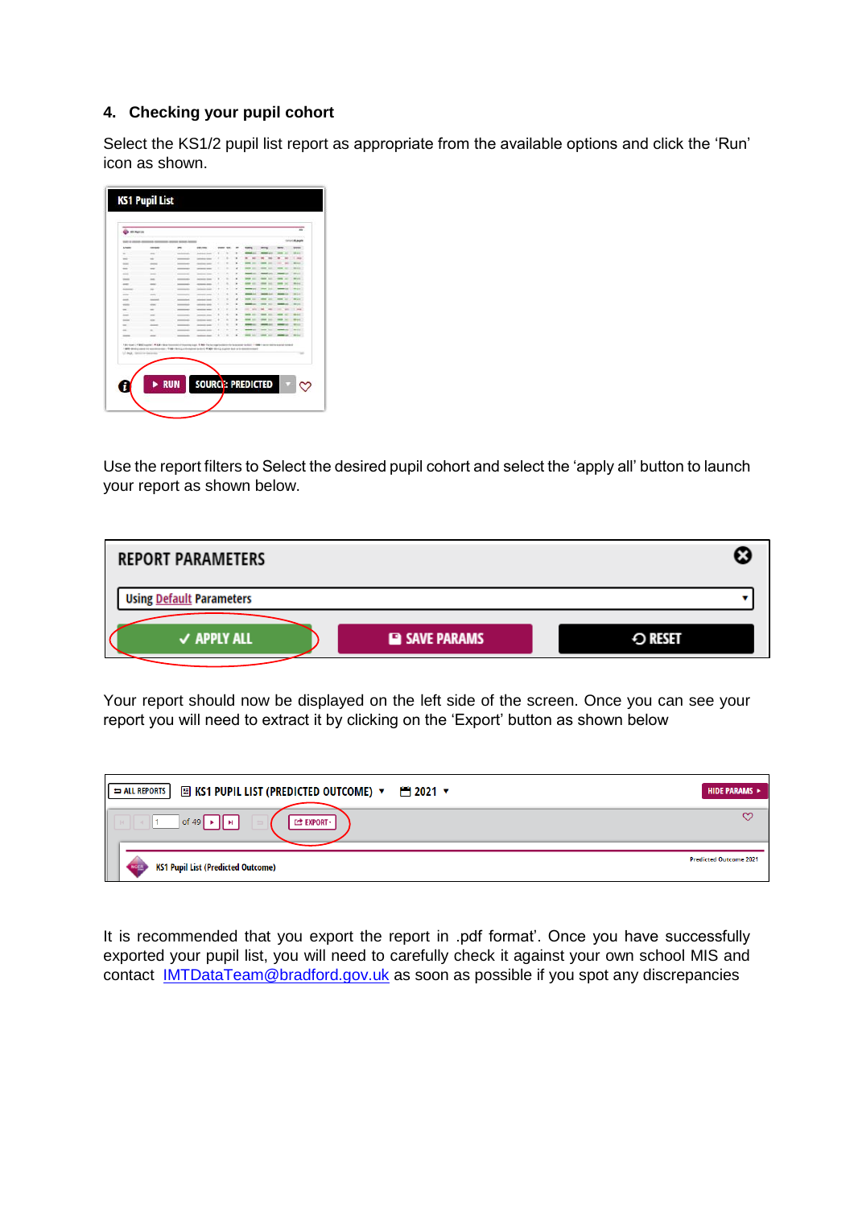## 4. Checking your pupil cohort

Select the KS1/2 pupil list report as appropriate from the available options and click the 'Run' icon as shown.

Use the report filters to Select the desired pupil cohort and select the 'apply all' button to launch your report as shown below.

Your report should now be displayed on the left side of the screen. Once you can see your report you will need to extract it by clicking on the 'Export' button as shown below

It is recommended that you export the report in .pdf format'. Once you have successfully exported your pupil list, you will need to carefully check it against your own school MIS and contact IMTDataTeam@bradford.gov.uk as soon as possible if you spot any discrepancies